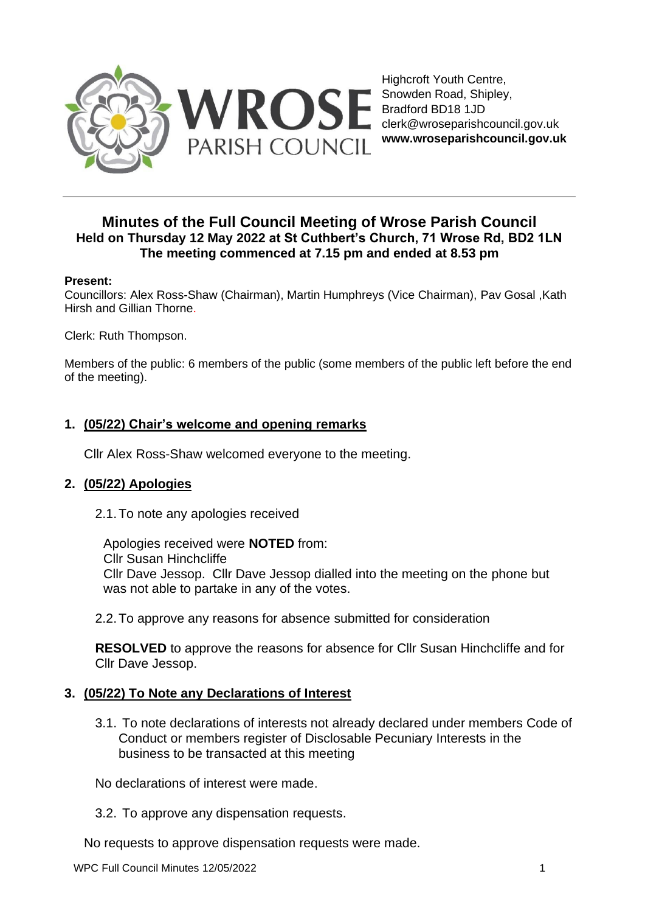WROSE PARISH COUNCIL

Highcroft Youth Centre,
Snowden Road, Shipley,
Bradford BD18 1JD
clerk@wroseparishcouncil.gov.uk
**www.wroseparishcouncil.gov.uk**

# Minutes of the Full Council Meeting of Wrose Parish Council

## Held on Thursday 12 May 2022 at St Cuthbert's Church, 71 Wrose Rd, BD2 1LN

## The meeting commenced at 7.15 pm and ended at 8.53 pm

**Present:**

Councillors: Alex Ross-Shaw (Chairman), Martin Humphreys (Vice Chairman), Pav Gosal ,Kath Hirsh and Gillian Thorne.

Clerk: Ruth Thompson.

Members of the public: 6 members of the public (some members of the public left before the end of the meeting).

### 1. (05/22) Chair's welcome and opening remarks

Cllr Alex Ross-Shaw welcomed everyone to the meeting.

### 2. (05/22) Apologies

2.1. To note any apologies received

Apologies received were **NOTED** from:
Cllr Susan Hinchcliffe
Cllr Dave Jessop. Cllr Dave Jessop dialled into the meeting on the phone but was not able to partake in any of the votes.

2.2. To approve any reasons for absence submitted for consideration

**RESOLVED** to approve the reasons for absence for Cllr Susan Hinchcliffe and for Cllr Dave Jessop.

### 3. (05/22) To Note any Declarations of Interest

3.1. To note declarations of interests not already declared under members Code of Conduct or members register of Disclosable Pecuniary Interests in the business to be transacted at this meeting

No declarations of interest were made.

3.2. To approve any dispensation requests.

No requests to approve dispensation requests were made.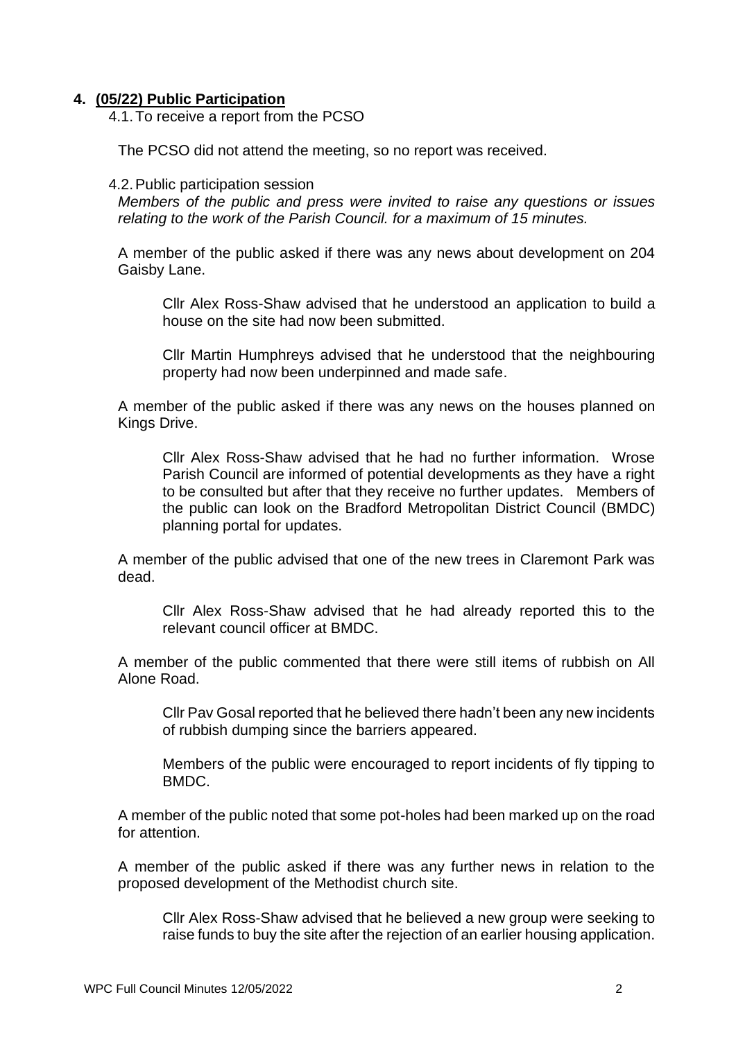## 4. (05/22) Public Participation

4.1. To receive a report from the PCSO

The PCSO did not attend the meeting, so no report was received.

4.2. Public participation session

*Members of the public and press were invited to raise any questions or issues relating to the work of the Parish Council. for a maximum of 15 minutes.*

A member of the public asked if there was any news about development on 204 Gaisby Lane.

> Cllr Alex Ross-Shaw advised that he understood an application to build a house on the site had now been submitted.
>
> Cllr Martin Humphreys advised that he understood that the neighbouring property had now been underpinned and made safe.

A member of the public asked if there was any news on the houses planned on Kings Drive.

> Cllr Alex Ross-Shaw advised that he had no further information. Wrose Parish Council are informed of potential developments as they have a right to be consulted but after that they receive no further updates. Members of the public can look on the Bradford Metropolitan District Council (BMDC) planning portal for updates.

A member of the public advised that one of the new trees in Claremont Park was dead.

> Cllr Alex Ross-Shaw advised that he had already reported this to the relevant council officer at BMDC.

A member of the public commented that there were still items of rubbish on All Alone Road.

> Cllr Pav Gosal reported that he believed there hadn't been any new incidents of rubbish dumping since the barriers appeared.
>
> Members of the public were encouraged to report incidents of fly tipping to BMDC.

A member of the public noted that some pot-holes had been marked up on the road for attention.

A member of the public asked if there was any further news in relation to the proposed development of the Methodist church site.

> Cllr Alex Ross-Shaw advised that he believed a new group were seeking to raise funds to buy the site after the rejection of an earlier housing application.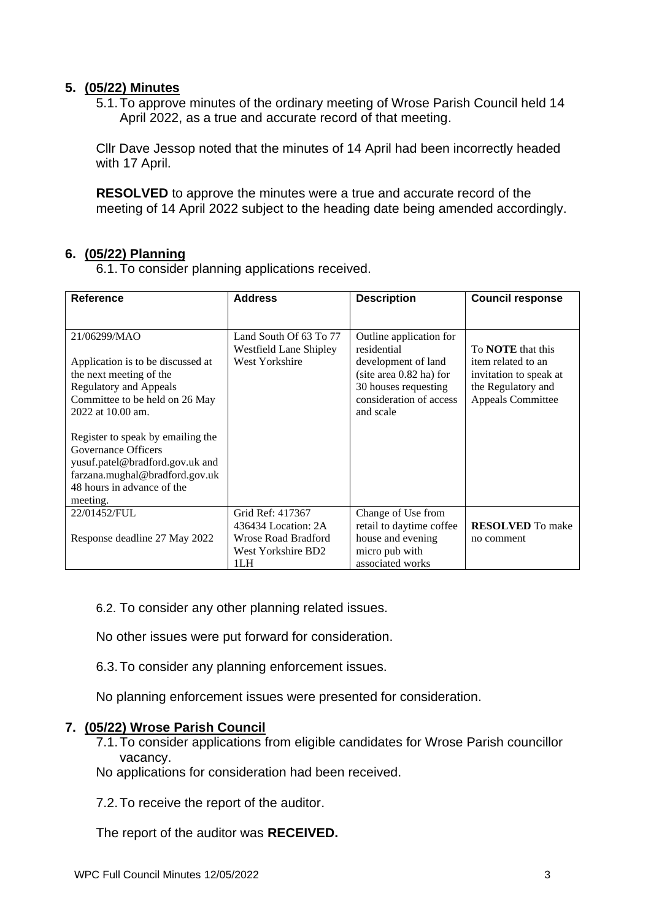## 5. (05/22) Minutes

5.1. To approve minutes of the ordinary meeting of Wrose Parish Council held 14 April 2022, as a true and accurate record of that meeting.

Cllr Dave Jessop noted that the minutes of 14 April had been incorrectly headed with 17 April.

**RESOLVED** to approve the minutes were a true and accurate record of the meeting of 14 April 2022 subject to the heading date being amended accordingly.

## 6. (05/22) Planning

6.1. To consider planning applications received.

| Reference | Address | Description | Council response |
|---|---|---|---|
| 21/06299/MAO<br><br>Application is to be discussed at the next meeting of the Regulatory and Appeals Committee to be held on 26 May 2022 at 10.00 am.<br><br>Register to speak by emailing the Governance Officers yusuf.patel@bradford.gov.uk and farzana.mughal@bradford.gov.uk 48 hours in advance of the meeting. | Land South Of 63 To 77 Westfield Lane Shipley West Yorkshire | Outline application for residential development of land (site area 0.82 ha) for 30 houses requesting consideration of access and scale | To **NOTE** that this item related to an invitation to speak at the Regulatory and Appeals Committee |
| 22/01452/FUL<br><br>Response deadline 27 May 2022 | Grid Ref: 417367 436434 Location: 2A Wrose Road Bradford West Yorkshire BD2 1LH | Change of Use from retail to daytime coffee house and evening micro pub with associated works | **RESOLVED** To make no comment |

6.2. To consider any other planning related issues.

No other issues were put forward for consideration.

6.3. To consider any planning enforcement issues.

No planning enforcement issues were presented for consideration.

## 7. (05/22) Wrose Parish Council

7.1. To consider applications from eligible candidates for Wrose Parish councillor vacancy.

No applications for consideration had been received.

7.2. To receive the report of the auditor.

The report of the auditor was **RECEIVED.**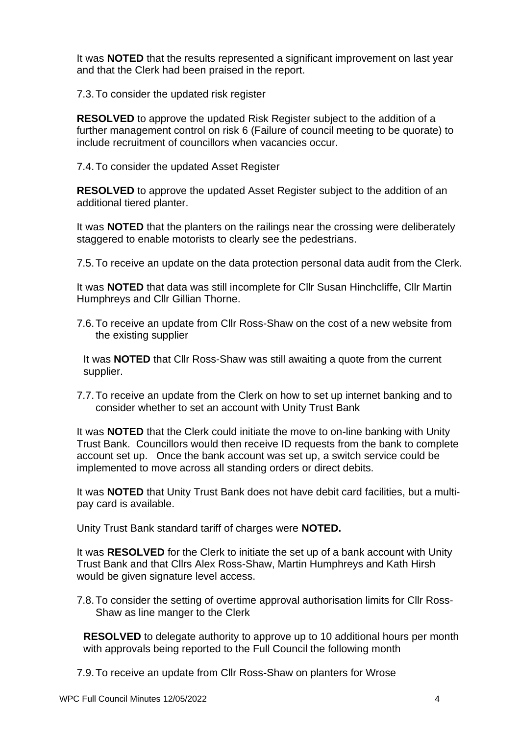It was **NOTED** that the results represented a significant improvement on last year and that the Clerk had been praised in the report.

7.3. To consider the updated risk register

**RESOLVED** to approve the updated Risk Register subject to the addition of a further management control on risk 6 (Failure of council meeting to be quorate) to include recruitment of councillors when vacancies occur.

7.4. To consider the updated Asset Register

**RESOLVED** to approve the updated Asset Register subject to the addition of an additional tiered planter.

It was **NOTED** that the planters on the railings near the crossing were deliberately staggered to enable motorists to clearly see the pedestrians.

7.5. To receive an update on the data protection personal data audit from the Clerk.

It was **NOTED** that data was still incomplete for Cllr Susan Hinchcliffe, Cllr Martin Humphreys and Cllr Gillian Thorne.

7.6. To receive an update from Cllr Ross-Shaw on the cost of a new website from the existing supplier

It was **NOTED** that Cllr Ross-Shaw was still awaiting a quote from the current supplier.

7.7. To receive an update from the Clerk on how to set up internet banking and to consider whether to set an account with Unity Trust Bank

It was **NOTED** that the Clerk could initiate the move to on-line banking with Unity Trust Bank. Councillors would then receive ID requests from the bank to complete account set up. Once the bank account was set up, a switch service could be implemented to move across all standing orders or direct debits.

It was **NOTED** that Unity Trust Bank does not have debit card facilities, but a multi-pay card is available.

Unity Trust Bank standard tariff of charges were **NOTED.**

It was **RESOLVED** for the Clerk to initiate the set up of a bank account with Unity Trust Bank and that Cllrs Alex Ross-Shaw, Martin Humphreys and Kath Hirsh would be given signature level access.

7.8. To consider the setting of overtime approval authorisation limits for Cllr Ross-Shaw as line manger to the Clerk

**RESOLVED** to delegate authority to approve up to 10 additional hours per month with approvals being reported to the Full Council the following month

7.9. To receive an update from Cllr Ross-Shaw on planters for Wrose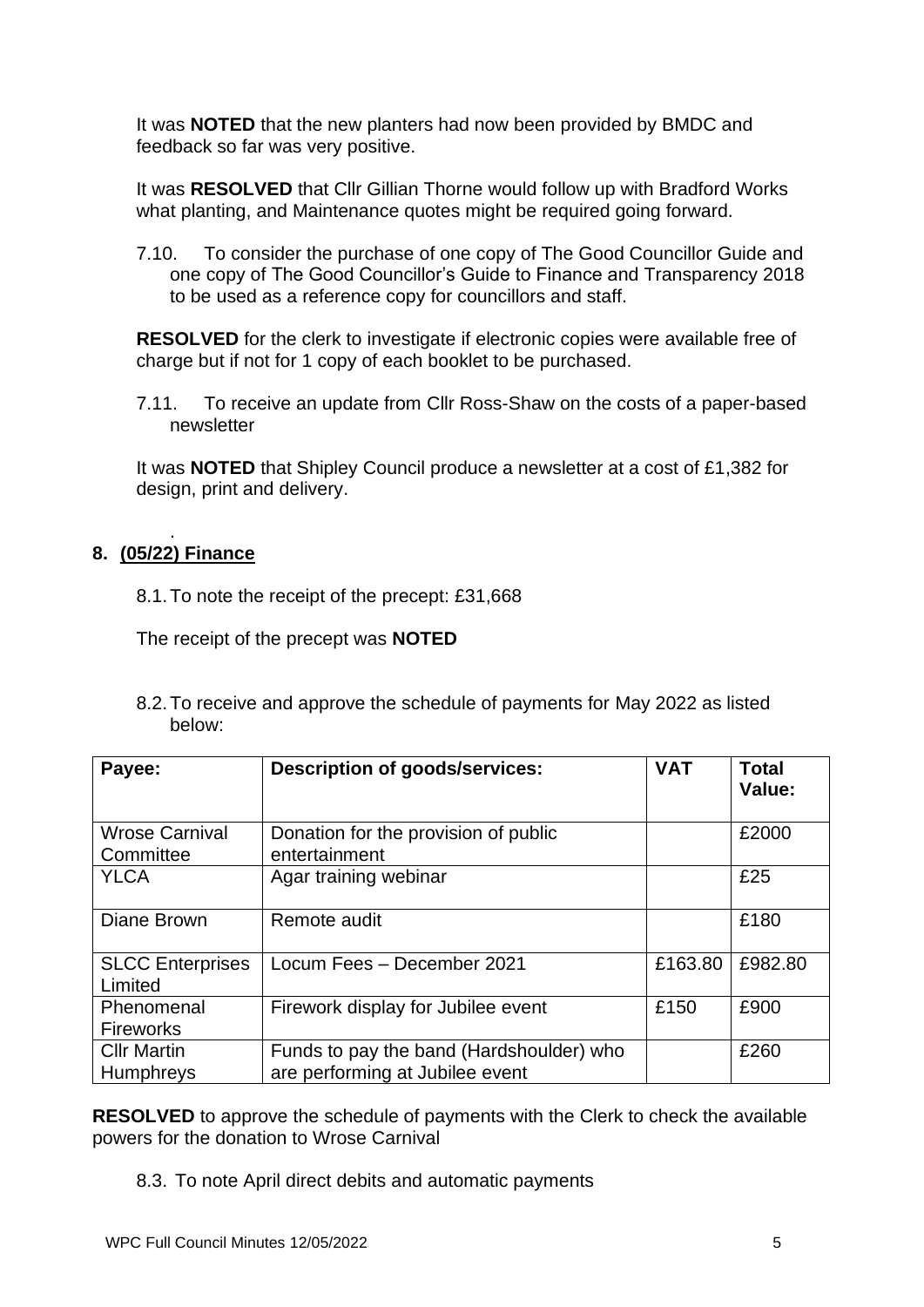It was **NOTED** that the new planters had now been provided by BMDC and feedback so far was very positive.

It was **RESOLVED** that Cllr Gillian Thorne would follow up with Bradford Works what planting, and Maintenance quotes might be required going forward.

7.10. To consider the purchase of one copy of The Good Councillor Guide and one copy of The Good Councillor's Guide to Finance and Transparency 2018 to be used as a reference copy for councillors and staff.

**RESOLVED** for the clerk to investigate if electronic copies were available free of charge but if not for 1 copy of each booklet to be purchased.

7.11. To receive an update from Cllr Ross-Shaw on the costs of a paper-based newsletter

It was **NOTED** that Shipley Council produce a newsletter at a cost of £1,382 for design, print and delivery.

## 8. (05/22) Finance

8.1. To note the receipt of the precept: £31,668

The receipt of the precept was **NOTED**

8.2. To receive and approve the schedule of payments for May 2022 as listed below:

| Payee: | Description of goods/services: | VAT | Total Value: |
|---|---|---|---|
| Wrose Carnival Committee | Donation for the provision of public entertainment | | £2000 |
| YLCA | Agar training webinar | | £25 |
| Diane Brown | Remote audit | | £180 |
| SLCC Enterprises Limited | Locum Fees – December 2021 | £163.80 | £982.80 |
| Phenomenal Fireworks | Firework display for Jubilee event | £150 | £900 |
| Cllr Martin Humphreys | Funds to pay the band (Hardshoulder) who are performing at Jubilee event | | £260 |

**RESOLVED** to approve the schedule of payments with the Clerk to check the available powers for the donation to Wrose Carnival

8.3. To note April direct debits and automatic payments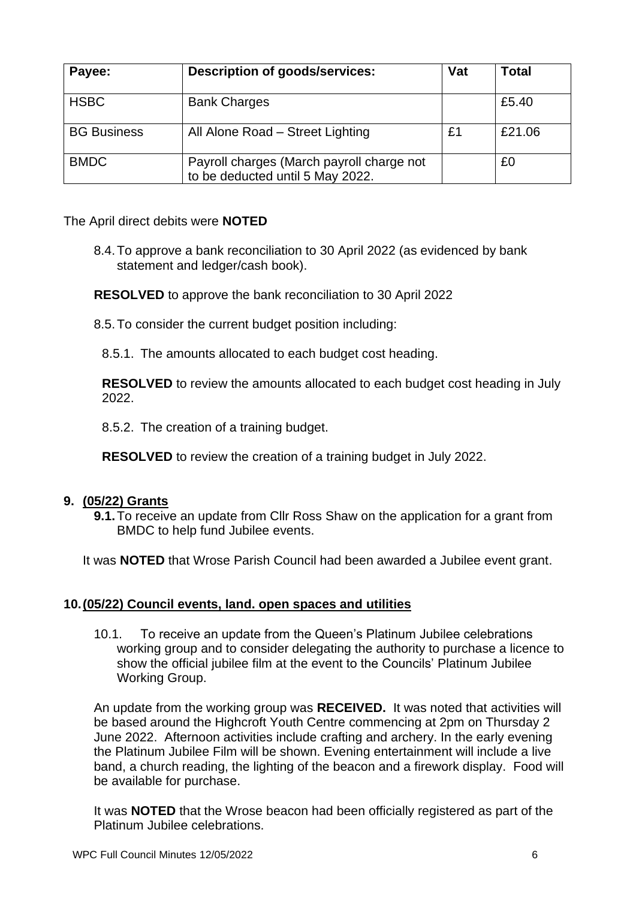| Payee: | Description of goods/services: | Vat | Total |
|---|---|---|---|
| HSBC | Bank Charges | | £5.40 |
| BG Business | All Alone Road – Street Lighting | £1 | £21.06 |
| BMDC | Payroll charges (March payroll charge not to be deducted until 5 May 2022. | | £0 |

The April direct debits were **NOTED**

8.4. To approve a bank reconciliation to 30 April 2022 (as evidenced by bank statement and ledger/cash book).

**RESOLVED** to approve the bank reconciliation to 30 April 2022

8.5. To consider the current budget position including:

8.5.1. The amounts allocated to each budget cost heading.

**RESOLVED** to review the amounts allocated to each budget cost heading in July 2022.

8.5.2. The creation of a training budget.

**RESOLVED** to review the creation of a training budget in July 2022.

## 9. (05/22) Grants

**9.1.** To receive an update from Cllr Ross Shaw on the application for a grant from BMDC to help fund Jubilee events.

It was **NOTED** that Wrose Parish Council had been awarded a Jubilee event grant.

## 10. (05/22) Council events, land. open spaces and utilities

10.1. To receive an update from the Queen's Platinum Jubilee celebrations working group and to consider delegating the authority to purchase a licence to show the official jubilee film at the event to the Councils' Platinum Jubilee Working Group.

An update from the working group was **RECEIVED.** It was noted that activities will be based around the Highcroft Youth Centre commencing at 2pm on Thursday 2 June 2022. Afternoon activities include crafting and archery. In the early evening the Platinum Jubilee Film will be shown. Evening entertainment will include a live band, a church reading, the lighting of the beacon and a firework display. Food will be available for purchase.

It was **NOTED** that the Wrose beacon had been officially registered as part of the Platinum Jubilee celebrations.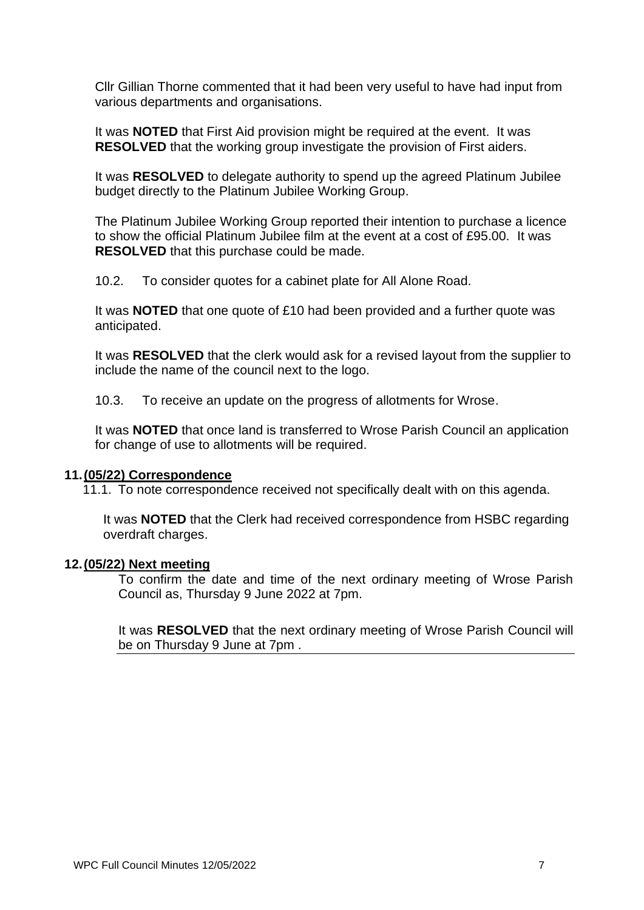Cllr Gillian Thorne commented that it had been very useful to have had input from various departments and organisations.

It was **NOTED** that First Aid provision might be required at the event. It was **RESOLVED** that the working group investigate the provision of First aiders.

It was **RESOLVED** to delegate authority to spend up the agreed Platinum Jubilee budget directly to the Platinum Jubilee Working Group.

The Platinum Jubilee Working Group reported their intention to purchase a licence to show the official Platinum Jubilee film at the event at a cost of £95.00. It was **RESOLVED** that this purchase could be made.

10.2. To consider quotes for a cabinet plate for All Alone Road.

It was **NOTED** that one quote of £10 had been provided and a further quote was anticipated.

It was **RESOLVED** that the clerk would ask for a revised layout from the supplier to include the name of the council next to the logo.

10.3. To receive an update on the progress of allotments for Wrose.

It was **NOTED** that once land is transferred to Wrose Parish Council an application for change of use to allotments will be required.

## 11. (05/22) Correspondence

11.1. To note correspondence received not specifically dealt with on this agenda.

It was **NOTED** that the Clerk had received correspondence from HSBC regarding overdraft charges.

## 12. (05/22) Next meeting

To confirm the date and time of the next ordinary meeting of Wrose Parish Council as, Thursday 9 June 2022 at 7pm.

It was **RESOLVED** that the next ordinary meeting of Wrose Parish Council will be on Thursday 9 June at 7pm .